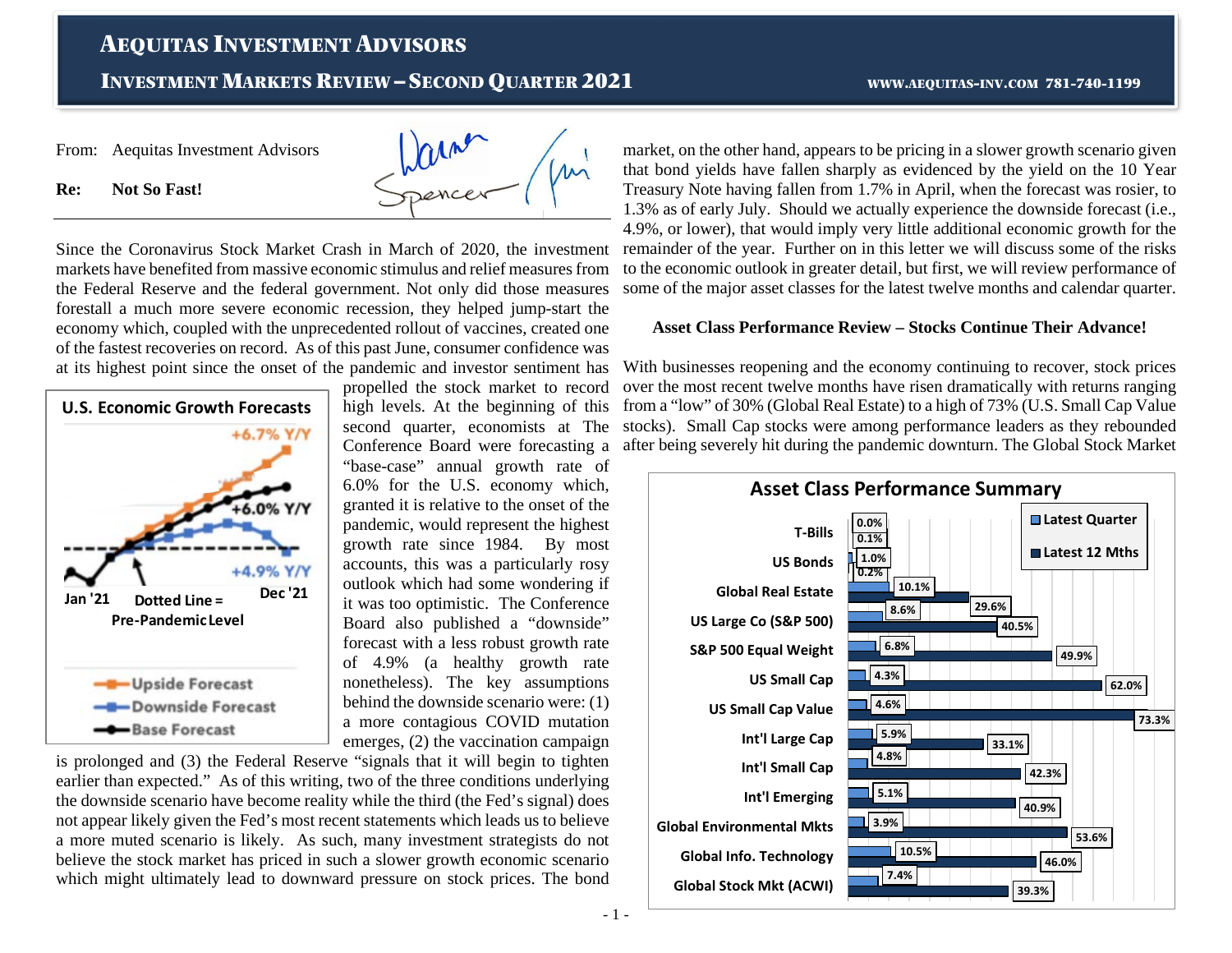# Aequitas Investment Advisors

## Investment Markets Review – Second Quarter 2021

WWW.AEQUITAS-INV.COM 781-740-1199

From: Aequitas Investment Advisors

**Re: Not So Fast!**

Since the Coronavirus Stock Market Crash in March of 2020, the investment markets have benefited from massive economic stimulus and relief measures from the Federal Reserve and the federal government. Not only did those measures forestall a much more severe economic recession, they helped jump-start the economy which, coupled with the unprecedented rollout of vaccines, created one of the fastest recoveries on record. As of this past June, consumer confidence was at its highest point since the onset of the pandemic and investor sentiment has propelled the stock market to record high levels. At the beginning of this second quarter, economists at The Conference Board were forecasting a "base-case" annual growth rate of 6.0% for the U.S. economy which, granted it is relative to the onset of the pandemic, would represent the highest growth rate since 1984. By most accounts, this was a particularly rosy outlook which had some wondering if it was too optimistic. The Conference Board also published a "downside" forecast with a less robust growth rate of 4.9% (a healthy growth rate nonetheless). The key assumptions behind the downside scenario were: (1) a more contagious COVID mutation emerges, (2) the vaccination campaign is prolonged and (3) the Federal Reserve "signals that it will begin to tighten earlier than expected." As of this writing, two of the three conditions underlying the downside scenario have become reality while the third (the Fed's signal) does not appear likely given the Fed's most recent statements which leads us to believe a more muted scenario is likely. As such, many investment strategists do not believe the stock market has priced in such a slower growth economic scenario which might ultimately lead to downward pressure on stock prices. The bond market, on the other hand, appears to be pricing in a slower growth scenario given that bond yields have fallen sharply as evidenced by the yield on the 10 Year Treasury Note having fallen from 1.7% in April, when the forecast was rosier, to 1.3% as of early July. Should we actually experience the downside forecast (i.e., 4.9%, or lower), that would imply very little additional economic growth for the remainder of the year. Further on in this letter we will discuss some of the risks to the economic outlook in greater detail, but first, we will review performance of some of the major asset classes for the latest twelve months and calendar quarter.

**U.S. Economic Growth Forecasts**

- Upside Forecast: +6.7% Y/Y
- Base Forecast: +6.0% Y/Y
- Downside Forecast: +4.9% Y/Y

Jan '21 – Dec '21. Dotted Line = Pre-Pandemic Level

### Asset Class Performance Review – Stocks Continue Their Advance!

With businesses reopening and the economy continuing to recover, stock prices over the most recent twelve months have risen dramatically with returns ranging from a "low" of 30% (Global Real Estate) to a high of 73% (U.S. Small Cap Value stocks). Small Cap stocks were among performance leaders as they rebounded after being severely hit during the pandemic downturn. The Global Stock Market

**Asset Class Performance Summary**

| Asset Class | Latest Quarter | Latest 12 Mths |
| --- | --- | --- |
| T-Bills | 0.0% | 0.1% |
| US Bonds | 1.0% | 0.2% |
| Global Real Estate | 10.1% | 29.6% |
| US Large Co (S&P 500) | 8.6% | 40.5% |
| S&P 500 Equal Weight | 6.8% | 49.9% |
| US Small Cap | 4.3% | 62.0% |
| US Small Cap Value | 4.6% | 73.3% |
| Int'l Large Cap | 5.9% | 33.1% |
| Int'l Small Cap | 4.8% | 42.3% |
| Int'l Emerging | 5.1% | 40.9% |
| Global Environmental Mkts | 3.9% | 53.6% |
| Global Info. Technology | 10.5% | 46.0% |
| Global Stock Mkt (ACWI) | 7.4% | 39.3% |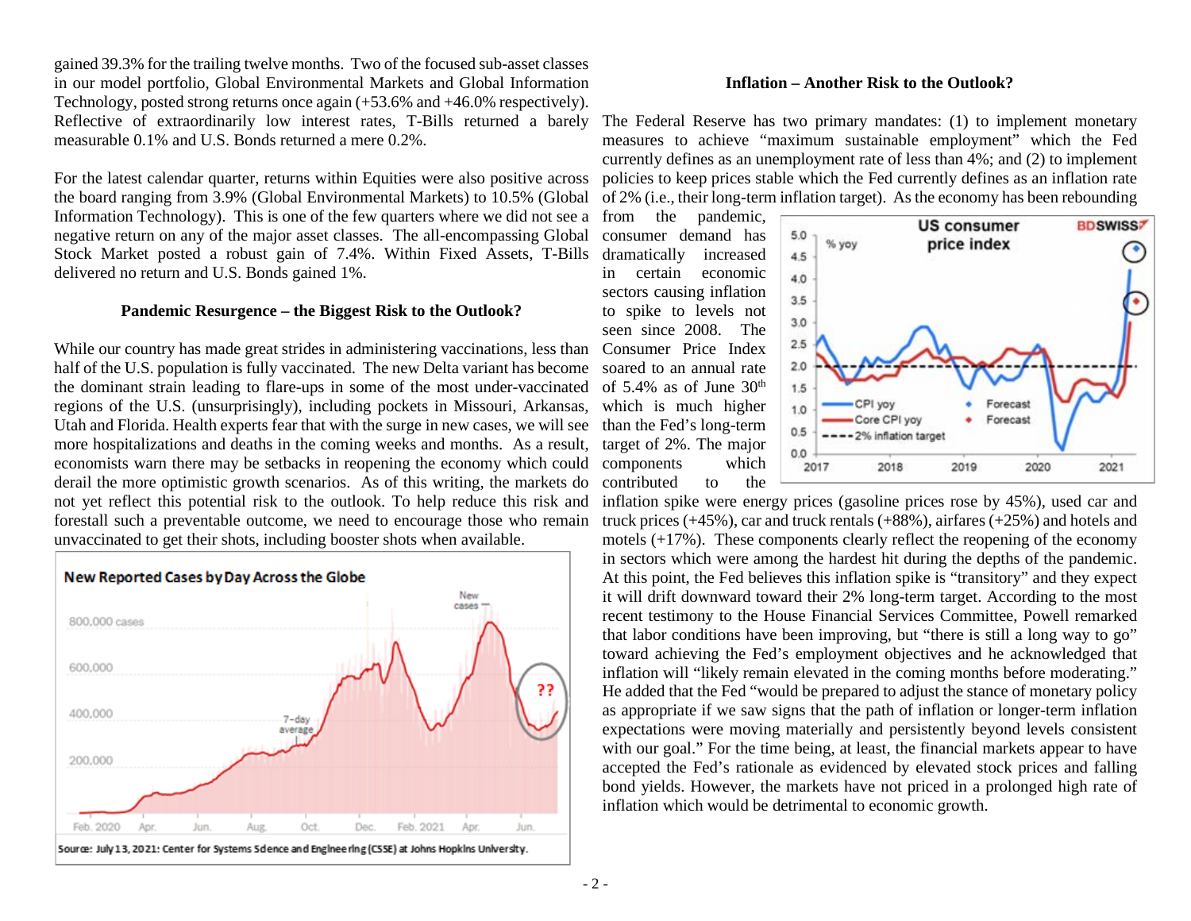gained 39.3% for the trailing twelve months. Two of the focused sub-asset classes in our model portfolio, Global Environmental Markets and Global Information Technology, posted strong returns once again (+53.6% and +46.0% respectively). Reflective of extraordinarily low interest rates, T-Bills returned a barely measurable 0.1% and U.S. Bonds returned a mere 0.2%.

For the latest calendar quarter, returns within Equities were also positive across the board ranging from 3.9% (Global Environmental Markets) to 10.5% (Global Information Technology). This is one of the few quarters where we did not see a negative return on any of the major asset classes. The all-encompassing Global Stock Market posted a robust gain of 7.4%. Within Fixed Assets, T-Bills delivered no return and U.S. Bonds gained 1%.

## Pandemic Resurgence – the Biggest Risk to the Outlook?

While our country has made great strides in administering vaccinations, less than half of the U.S. population is fully vaccinated. The new Delta variant has become the dominant strain leading to flare-ups in some of the most under-vaccinated regions of the U.S. (unsurprisingly), including pockets in Missouri, Arkansas, Utah and Florida. Health experts fear that with the surge in new cases, we will see more hospitalizations and deaths in the coming weeks and months. As a result, economists warn there may be setbacks in reopening the economy which could derail the more optimistic growth scenarios. As of this writing, the markets do not yet reflect this potential risk to the outlook. To help reduce this risk and forestall such a preventable outcome, we need to encourage those who remain unvaccinated to get their shots, including booster shots when available.

Source: July 13, 2021: Center for Systems Science and Engineering (CSSE) at Johns Hopkins University.

## Inflation – Another Risk to the Outlook?

The Federal Reserve has two primary mandates: (1) to implement monetary measures to achieve "maximum sustainable employment" which the Fed currently defines as an unemployment rate of less than 4%; and (2) to implement policies to keep prices stable which the Fed currently defines as an inflation rate of 2% (i.e., their long-term inflation target). As the economy has been rebounding from the pandemic, consumer demand has dramatically increased in certain economic sectors causing inflation to spike to levels not seen since 2008. The Consumer Price Index soared to an annual rate of 5.4% as of June 30th which is much higher than the Fed's long-term target of 2%. The major components which contributed to the inflation spike were energy prices (gasoline prices rose by 45%), used car and truck prices (+45%), car and truck rentals (+88%), airfares (+25%) and hotels and motels (+17%). These components clearly reflect the reopening of the economy in sectors which were among the hardest hit during the depths of the pandemic. At this point, the Fed believes this inflation spike is "transitory" and they expect it will drift downward toward their 2% long-term target. According to the most recent testimony to the House Financial Services Committee, Powell remarked that labor conditions have been improving, but "there is still a long way to go" toward achieving the Fed's employment objectives and he acknowledged that inflation will "likely remain elevated in the coming months before moderating." He added that the Fed "would be prepared to adjust the stance of monetary policy as appropriate if we saw signs that the path of inflation or longer-term inflation expectations were moving materially and persistently beyond levels consistent with our goal." For the time being, at least, the financial markets appear to have accepted the Fed's rationale as evidenced by elevated stock prices and falling bond yields. However, the markets have not priced in a prolonged high rate of inflation which would be detrimental to economic growth.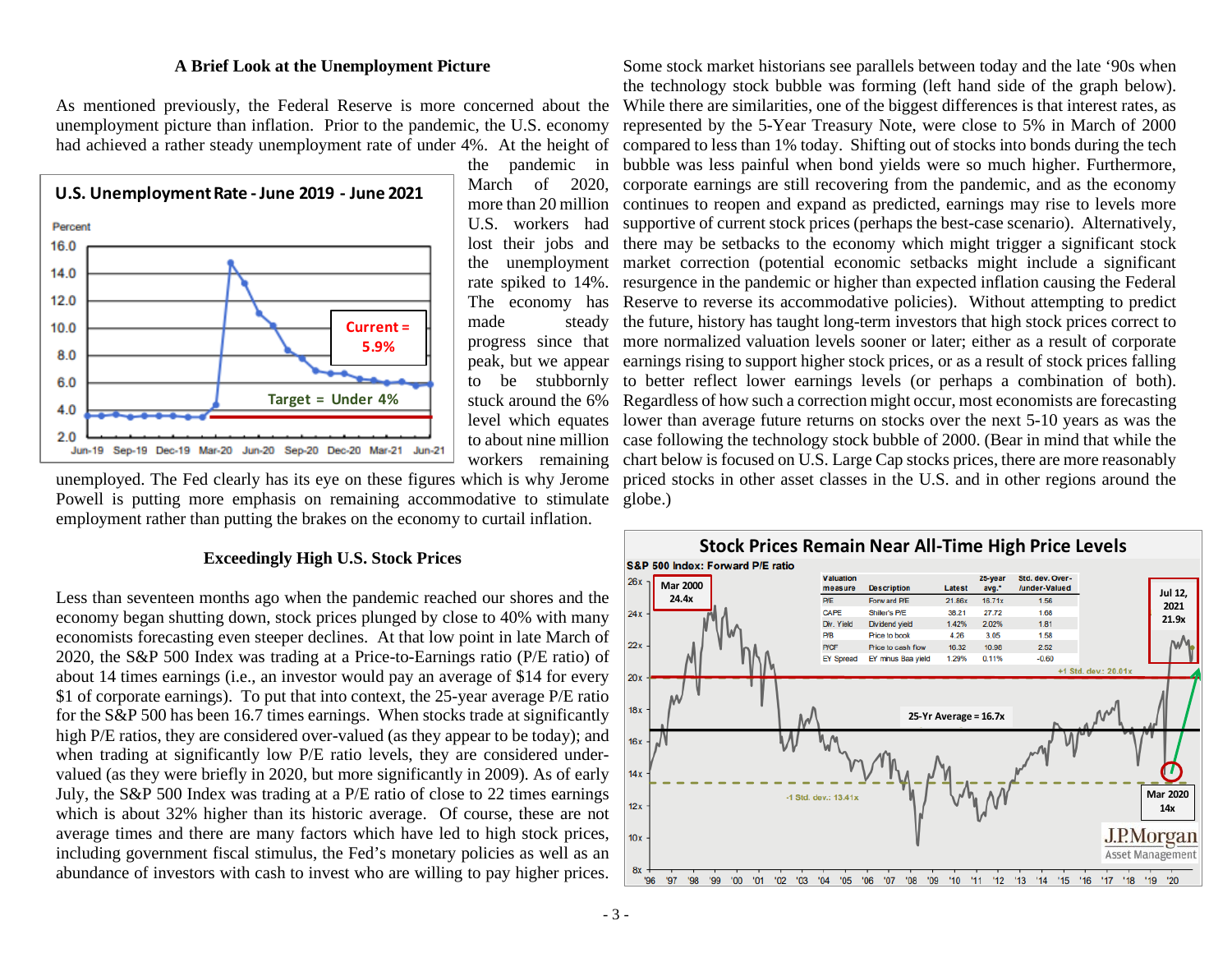## A Brief Look at the Unemployment Picture

As mentioned previously, the Federal Reserve is more concerned about the unemployment picture than inflation. Prior to the pandemic, the U.S. economy had achieved a rather steady unemployment rate of under 4%. At the height of the pandemic in March of 2020, more than 20 million U.S. workers had lost their jobs and the unemployment rate spiked to 14%. The economy has made steady progress since that peak, but we appear to be stubbornly stuck around the 6% level which equates to about nine million workers remaining unemployed. The Fed clearly has its eye on these figures which is why Jerome Powell is putting more emphasis on remaining accommodative to stimulate employment rather than putting the brakes on the economy to curtail inflation.

**U.S. Unemployment Rate - June 2019 - June 2021**

Current = 5.9%

Target = Under 4%

## Exceedingly High U.S. Stock Prices

Less than seventeen months ago when the pandemic reached our shores and the economy began shutting down, stock prices plunged by close to 40% with many economists forecasting even steeper declines. At that low point in late March of 2020, the S&P 500 Index was trading at a Price-to-Earnings ratio (P/E ratio) of about 14 times earnings (i.e., an investor would pay an average of $14 for every $1 of corporate earnings). To put that into context, the 25-year average P/E ratio for the S&P 500 has been 16.7 times earnings. When stocks trade at significantly high P/E ratios, they are considered over-valued (as they appear to be today); and when trading at significantly low P/E ratio levels, they are considered under-valued (as they were briefly in 2020, but more significantly in 2009). As of early July, the S&P 500 Index was trading at a P/E ratio of close to 22 times earnings which is about 32% higher than its historic average. Of course, these are not average times and there are many factors which have led to high stock prices, including government fiscal stimulus, the Fed's monetary policies as well as an abundance of investors with cash to invest who are willing to pay higher prices.

Some stock market historians see parallels between today and the late '90s when the technology stock bubble was forming (left hand side of the graph below). While there are similarities, one of the biggest differences is that interest rates, as represented by the 5-Year Treasury Note, were close to 5% in March of 2000 compared to less than 1% today. Shifting out of stocks into bonds during the tech bubble was less painful when bond yields were so much higher. Furthermore, corporate earnings are still recovering from the pandemic, and as the economy continues to reopen and expand as predicted, earnings may rise to levels more supportive of current stock prices (perhaps the best-case scenario). Alternatively, there may be setbacks to the economy which might trigger a significant stock market correction (potential economic setbacks might include a significant resurgence in the pandemic or higher than expected inflation causing the Federal Reserve to reverse its accommodative policies). Without attempting to predict the future, history has taught long-term investors that high stock prices correct to more normalized valuation levels sooner or later; either as a result of corporate earnings rising to support higher stock prices, or as a result of stock prices falling to better reflect lower earnings levels (or perhaps a combination of both). Regardless of how such a correction might occur, most economists are forecasting lower than average future returns on stocks over the next 5-10 years as was the case following the technology stock bubble of 2000. (Bear in mind that while the chart below is focused on U.S. Large Cap stocks prices, there are more reasonably priced stocks in other asset classes in the U.S. and in other regions around the globe.)

**Stock Prices Remain Near All-Time High Price Levels**

S&P 500 Index: Forward P/E ratio

Mar 2000 24.4x — Jul 12, 2021 21.9x — Mar 2020 14x — 25-Yr Average = 16.7x — +1 Std. dev.: 20.01x — -1 Std. dev.: 13.41x

| Valuation measure | Description | Latest | 25-year avg.* | Std. dev. Over-/under-Valued |
|---|---|---|---|---|
| P/E | Forward P/E | 21.86x | 16.71x | 1.56 |
| CAPE | Shiller's P/E | 38.21 | 27.72 | 1.68 |
| Div. Yield | Dividend yield | 1.42% | 2.02% | 1.81 |
| P/B | Price to book | 4.26 | 3.05 | 1.58 |
| P/CF | Price to cash flow | 16.32 | 10.98 | 2.52 |
| EY Spread | EY minus Baa yield | 1.29% | 0.11% | -0.60 |

J.P.Morgan Asset Management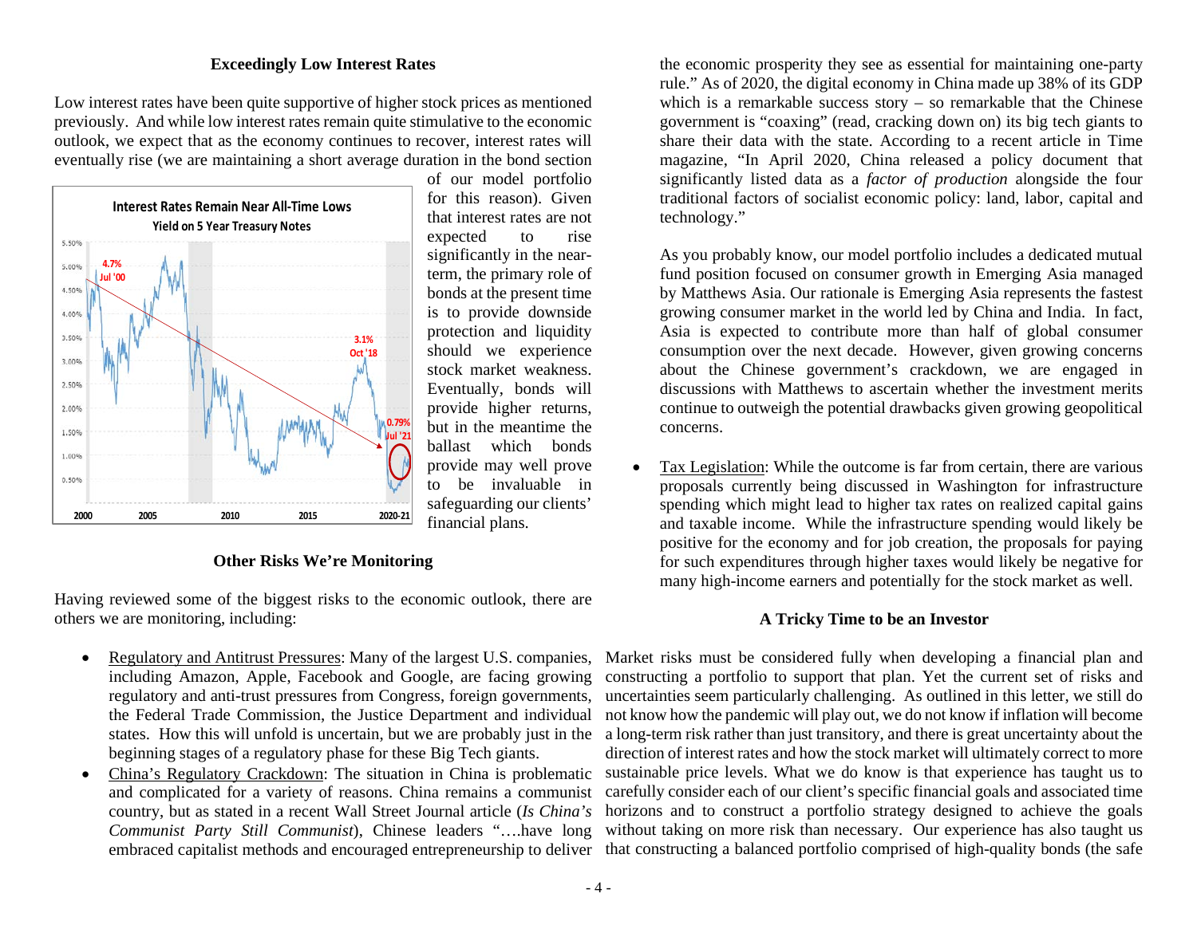## Exceedingly Low Interest Rates

Low interest rates have been quite supportive of higher stock prices as mentioned previously. And while low interest rates remain quite stimulative to the economic outlook, we expect that as the economy continues to recover, interest rates will eventually rise (we are maintaining a short average duration in the bond section of our model portfolio for this reason). Given that interest rates are not expected to rise significantly in the near-term, the primary role of bonds at the present time is to provide downside protection and liquidity should we experience stock market weakness. Eventually, bonds will provide higher returns, but in the meantime the ballast which bonds provide may well prove to be invaluable in safeguarding our clients' financial plans.

## Other Risks We're Monitoring

Having reviewed some of the biggest risks to the economic outlook, there are others we are monitoring, including:

- Regulatory and Antitrust Pressures: Many of the largest U.S. companies, including Amazon, Apple, Facebook and Google, are facing growing regulatory and anti-trust pressures from Congress, foreign governments, the Federal Trade Commission, the Justice Department and individual states. How this will unfold is uncertain, but we are probably just in the beginning stages of a regulatory phase for these Big Tech giants.
- China's Regulatory Crackdown: The situation in China is problematic and complicated for a variety of reasons. China remains a communist country, but as stated in a recent Wall Street Journal article (*Is China's Communist Party Still Communist*), Chinese leaders "….have long embraced capitalist methods and encouraged entrepreneurship to deliver the economic prosperity they see as essential for maintaining one-party rule." As of 2020, the digital economy in China made up 38% of its GDP which is a remarkable success story – so remarkable that the Chinese government is "coaxing" (read, cracking down on) its big tech giants to share their data with the state. According to a recent article in Time magazine, "In April 2020, China released a policy document that significantly listed data as a *factor of production* alongside the four traditional factors of socialist economic policy: land, labor, capital and technology."

  As you probably know, our model portfolio includes a dedicated mutual fund position focused on consumer growth in Emerging Asia managed by Matthews Asia. Our rationale is Emerging Asia represents the fastest growing consumer market in the world led by China and India. In fact, Asia is expected to contribute more than half of global consumer consumption over the next decade. However, given growing concerns about the Chinese government's crackdown, we are engaged in discussions with Matthews to ascertain whether the investment merits continue to outweigh the potential drawbacks given growing geopolitical concerns.

- Tax Legislation: While the outcome is far from certain, there are various proposals currently being discussed in Washington for infrastructure spending which might lead to higher tax rates on realized capital gains and taxable income. While the infrastructure spending would likely be positive for the economy and for job creation, the proposals for paying for such expenditures through higher taxes would likely be negative for many high-income earners and potentially for the stock market as well.

## A Tricky Time to be an Investor

Market risks must be considered fully when developing a financial plan and constructing a portfolio to support that plan. Yet the current set of risks and uncertainties seem particularly challenging. As outlined in this letter, we still do not know how the pandemic will play out, we do not know if inflation will become a long-term risk rather than just transitory, and there is great uncertainty about the direction of interest rates and how the stock market will ultimately correct to more sustainable price levels. What we do know is that experience has taught us to carefully consider each of our client's specific financial goals and associated time horizons and to construct a portfolio strategy designed to achieve the goals without taking on more risk than necessary. Our experience has also taught us that constructing a balanced portfolio comprised of high-quality bonds (the safe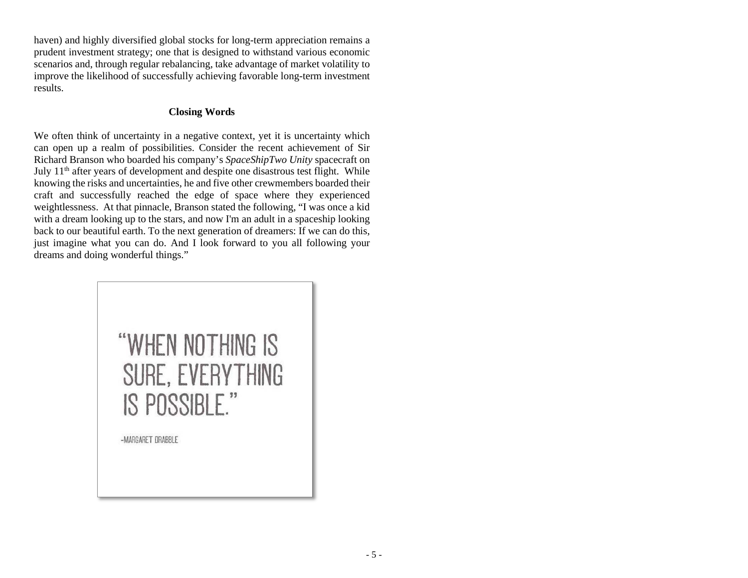haven) and highly diversified global stocks for long-term appreciation remains a prudent investment strategy; one that is designed to withstand various economic scenarios and, through regular rebalancing, take advantage of market volatility to improve the likelihood of successfully achieving favorable long-term investment results.

## Closing Words

We often think of uncertainty in a negative context, yet it is uncertainty which can open up a realm of possibilities. Consider the recent achievement of Sir Richard Branson who boarded his company's *SpaceShipTwo Unity* spacecraft on July 11th after years of development and despite one disastrous test flight. While knowing the risks and uncertainties, he and five other crewmembers boarded their craft and successfully reached the edge of space where they experienced weightlessness. At that pinnacle, Branson stated the following, "I was once a kid with a dream looking up to the stars, and now I'm an adult in a spaceship looking back to our beautiful earth. To the next generation of dreamers: If we can do this, just imagine what you can do. And I look forward to you all following your dreams and doing wonderful things."

"WHEN NOTHING IS SURE, EVERYTHING IS POSSIBLE."

-MARGARET DRABBLE